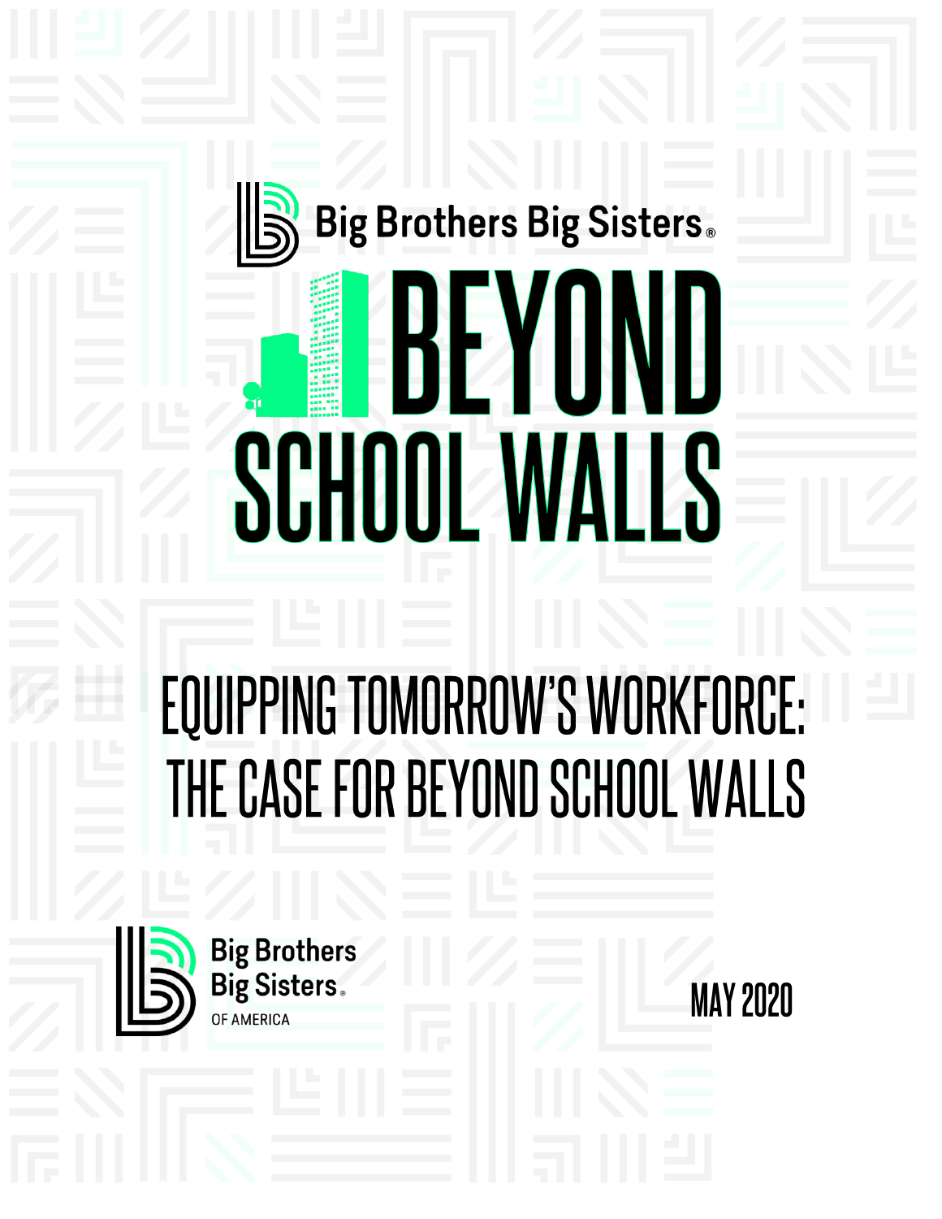Big Brothers Big Sisters®

# BEYOND SCHOOL WALLS

## EQUIPPING TOMORROW'S WORKFORCE: THE CASE FOR BEYOND SCHOOL WALLS

Big Brothers Big Sisters® OF AMERICA

MAY 2020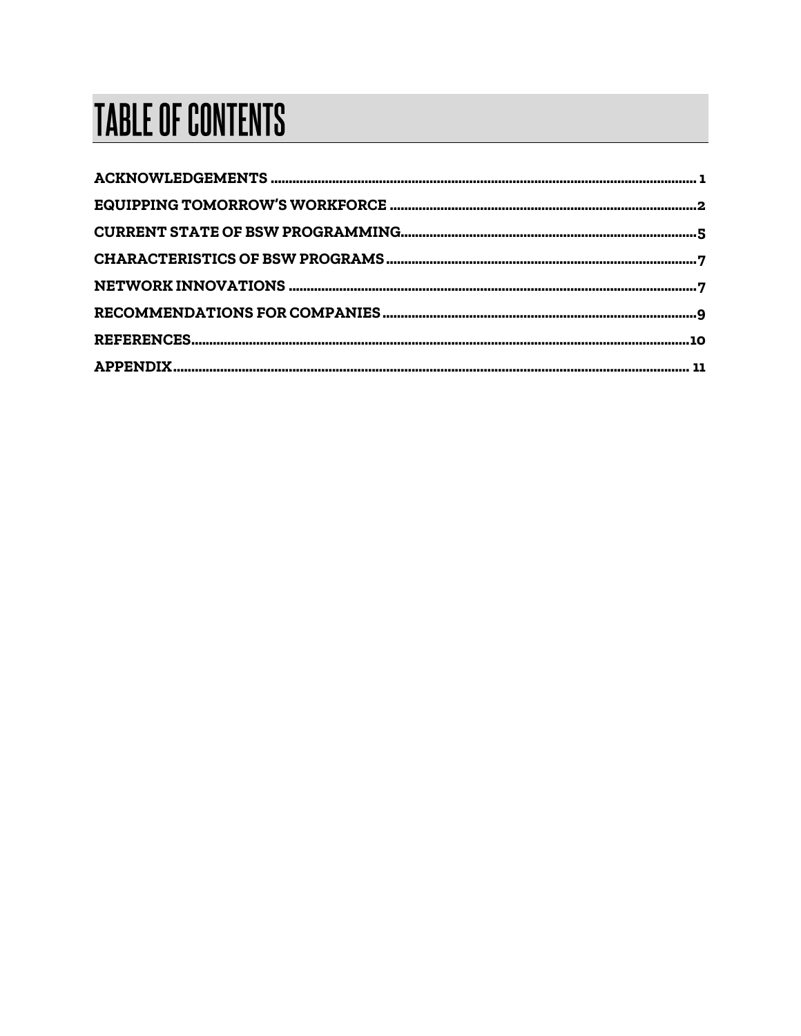# TABLE OF CONTENTS

ACKNOWLEDGEMENTS ..................................................... 1

EQUIPPING TOMORROW'S WORKFORCE ..................................................... 2

CURRENT STATE OF BSW PROGRAMMING..................................................... 5

CHARACTERISTICS OF BSW PROGRAMS ..................................................... 7

NETWORK INNOVATIONS ..................................................... 7

RECOMMENDATIONS FOR COMPANIES ..................................................... 9

REFERENCES..................................................... 10

APPENDIX..................................................... 11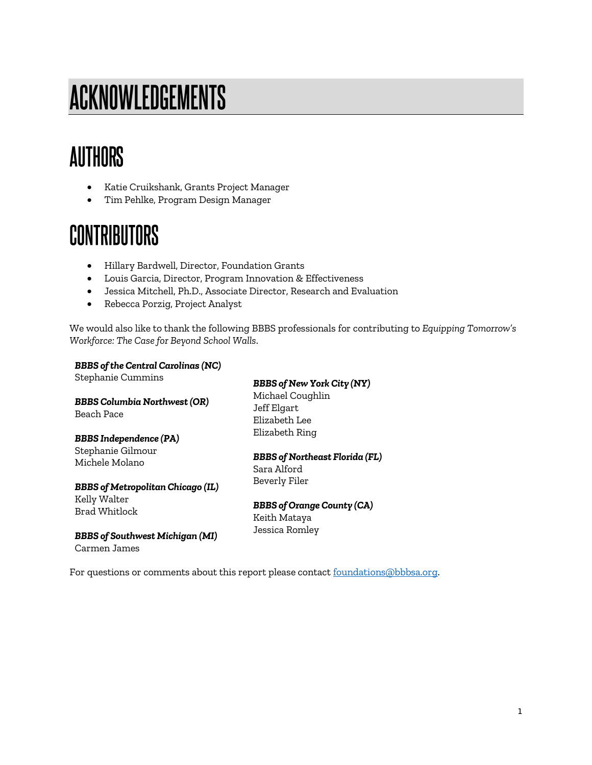# ACKNOWLEDGEMENTS

## AUTHORS

- Katie Cruikshank, Grants Project Manager
- Tim Pehlke, Program Design Manager

## CONTRIBUTORS

- Hillary Bardwell, Director, Foundation Grants
- Louis Garcia, Director, Program Innovation & Effectiveness
- Jessica Mitchell, Ph.D., Associate Director, Research and Evaluation
- Rebecca Porzig, Project Analyst

We would also like to thank the following BBBS professionals for contributing to *Equipping Tomorrow's Workforce: The Case for Beyond School Walls*.

***BBBS of the Central Carolinas (NC)***
Stephanie Cummins

***BBBS Columbia Northwest (OR)***
Beach Pace

***BBBS Independence (PA)***
Stephanie Gilmour
Michele Molano

***BBBS of Metropolitan Chicago (IL)***
Kelly Walter
Brad Whitlock

***BBBS of Southwest Michigan (MI)***
Carmen James

***BBBS of New York City (NY)***
Michael Coughlin
Jeff Elgart
Elizabeth Lee
Elizabeth Ring

***BBBS of Northeast Florida (FL)***
Sara Alford
Beverly Filer

***BBBS of Orange County (CA)***
Keith Mataya
Jessica Romley

For questions or comments about this report please contact foundations@bbbsa.org.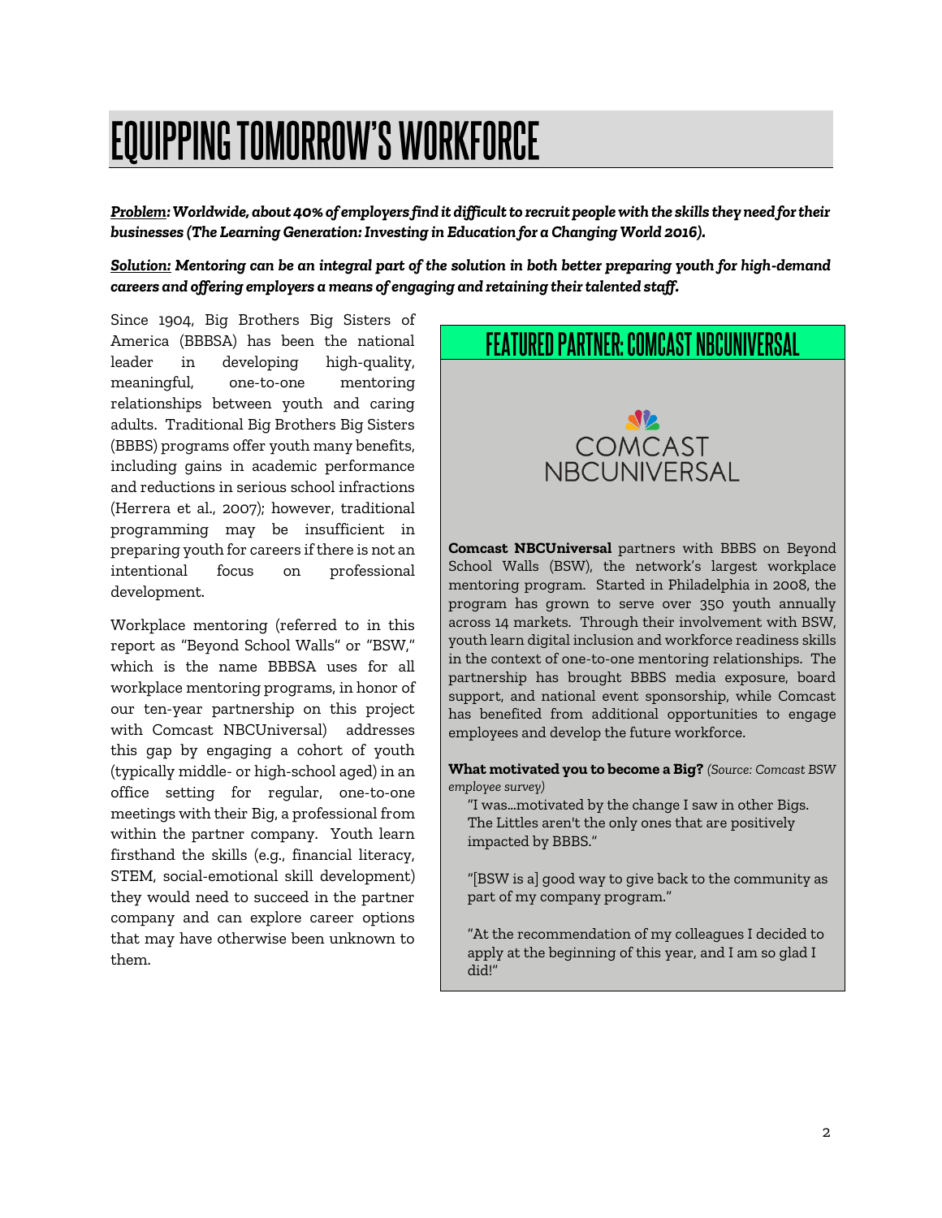# EQUIPPING TOMORROW'S WORKFORCE

***Problem:*** ***Worldwide, about 40% of employers find it difficult to recruit people with the skills they need for their businesses (The Learning Generation: Investing in Education for a Changing World 2016).***

***Solution:*** ***Mentoring can be an integral part of the solution in both better preparing youth for high-demand careers and offering employers a means of engaging and retaining their talented staff.***

Since 1904, Big Brothers Big Sisters of America (BBBSA) has been the national leader in developing high-quality, meaningful, one-to-one mentoring relationships between youth and caring adults. Traditional Big Brothers Big Sisters (BBBS) programs offer youth many benefits, including gains in academic performance and reductions in serious school infractions (Herrera et al., 2007); however, traditional programming may be insufficient in preparing youth for careers if there is not an intentional focus on professional development.

Workplace mentoring (referred to in this report as "Beyond School Walls" or "BSW," which is the name BBBSA uses for all workplace mentoring programs, in honor of our ten-year partnership on this project with Comcast NBCUniversal) addresses this gap by engaging a cohort of youth (typically middle- or high-school aged) in an office setting for regular, one-to-one meetings with their Big, a professional from within the partner company. Youth learn firsthand the skills (e.g., financial literacy, STEM, social-emotional skill development) they would need to succeed in the partner company and can explore career options that may have otherwise been unknown to them.

## FEATURED PARTNER: COMCAST NBCUNIVERSAL

COMCAST NBCUNIVERSAL

**Comcast NBCUniversal** partners with BBBS on Beyond School Walls (BSW), the network's largest workplace mentoring program. Started in Philadelphia in 2008, the program has grown to serve over 350 youth annually across 14 markets. Through their involvement with BSW, youth learn digital inclusion and workforce readiness skills in the context of one-to-one mentoring relationships. The partnership has brought BBBS media exposure, board support, and national event sponsorship, while Comcast has benefited from additional opportunities to engage employees and develop the future workforce.

**What motivated you to become a Big?** *(Source: Comcast BSW employee survey)*

"I was...motivated by the change I saw in other Bigs. The Littles aren't the only ones that are positively impacted by BBBS."

"[BSW is a] good way to give back to the community as part of my company program."

"At the recommendation of my colleagues I decided to apply at the beginning of this year, and I am so glad I did!"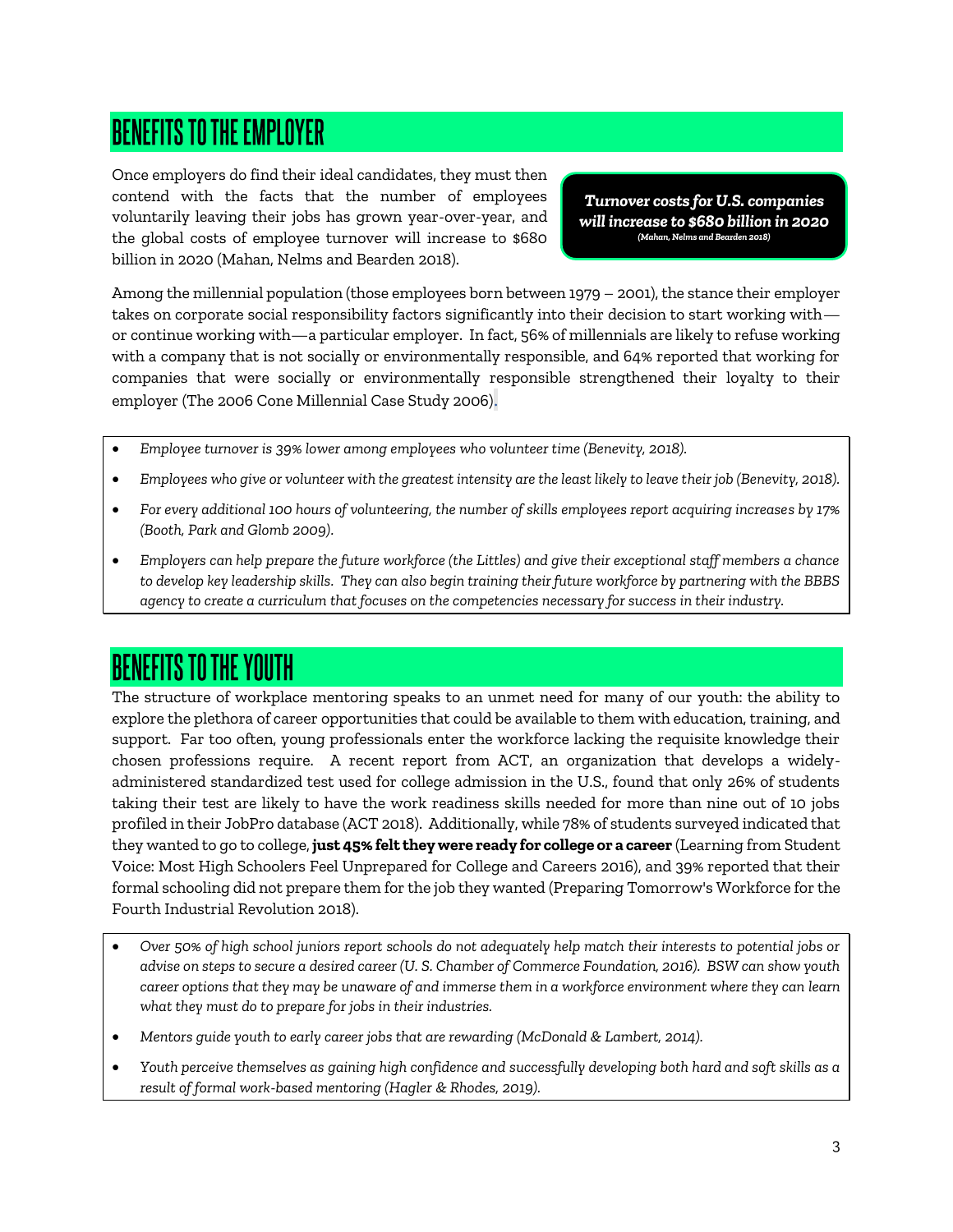## BENEFITS TO THE EMPLOYER

Once employers do find their ideal candidates, they must then contend with the facts that the number of employees voluntarily leaving their jobs has grown year-over-year, and the global costs of employee turnover will increase to $680 billion in 2020 (Mahan, Nelms and Bearden 2018).

> ***Turnover costs for U.S. companies will increase to $680 billion in 2020***
> *(Mahan, Nelms and Bearden 2018)*

Among the millennial population (those employees born between 1979 – 2001), the stance their employer takes on corporate social responsibility factors significantly into their decision to start working with—or continue working with—a particular employer. In fact, 56% of millennials are likely to refuse working with a company that is not socially or environmentally responsible, and 64% reported that working for companies that were socially or environmentally responsible strengthened their loyalty to their employer (The 2006 Cone Millennial Case Study 2006).

- *Employee turnover is 39% lower among employees who volunteer time (Benevity, 2018).*
- *Employees who give or volunteer with the greatest intensity are the least likely to leave their job (Benevity, 2018).*
- *For every additional 100 hours of volunteering, the number of skills employees report acquiring increases by 17% (Booth, Park and Glomb 2009).*
- *Employers can help prepare the future workforce (the Littles) and give their exceptional staff members a chance to develop key leadership skills. They can also begin training their future workforce by partnering with the BBBS agency to create a curriculum that focuses on the competencies necessary for success in their industry.*

## BENEFITS TO THE YOUTH

The structure of workplace mentoring speaks to an unmet need for many of our youth: the ability to explore the plethora of career opportunities that could be available to them with education, training, and support. Far too often, young professionals enter the workforce lacking the requisite knowledge their chosen professions require. A recent report from ACT, an organization that develops a widely-administered standardized test used for college admission in the U.S., found that only 26% of students taking their test are likely to have the work readiness skills needed for more than nine out of 10 jobs profiled in their JobPro database (ACT 2018). Additionally, while 78% of students surveyed indicated that they wanted to go to college, **just 45% felt they were ready for college or a career** (Learning from Student Voice: Most High Schoolers Feel Unprepared for College and Careers 2016), and 39% reported that their formal schooling did not prepare them for the job they wanted (Preparing Tomorrow's Workforce for the Fourth Industrial Revolution 2018).

- *Over 50% of high school juniors report schools do not adequately help match their interests to potential jobs or advise on steps to secure a desired career (U. S. Chamber of Commerce Foundation, 2016). BSW can show youth career options that they may be unaware of and immerse them in a workforce environment where they can learn what they must do to prepare for jobs in their industries.*
- *Mentors guide youth to early career jobs that are rewarding (McDonald & Lambert, 2014).*
- *Youth perceive themselves as gaining high confidence and successfully developing both hard and soft skills as a result of formal work-based mentoring (Hagler & Rhodes, 2019).*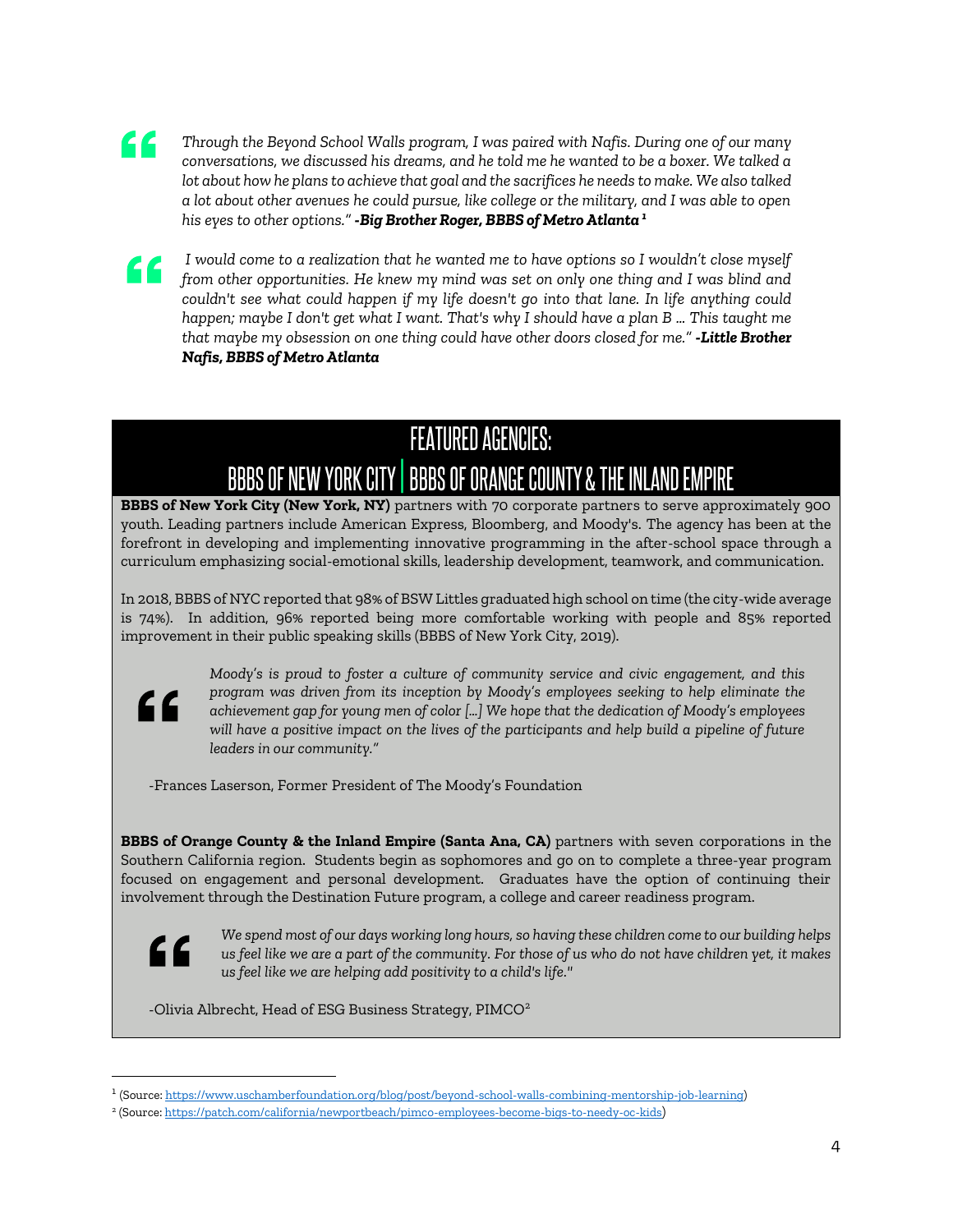> *Through the Beyond School Walls program, I was paired with Nafis. During one of our many conversations, we discussed his dreams, and he told me he wanted to be a boxer. We talked a lot about how he plans to achieve that goal and the sacrifices he needs to make. We also talked a lot about other avenues he could pursue, like college or the military, and I was able to open his eyes to other options."* ***-Big Brother Roger, BBBS of Metro Atlanta***[1]

> *I would come to a realization that he wanted me to have options so I wouldn't close myself from other opportunities. He knew my mind was set on only one thing and I was blind and couldn't see what could happen if my life doesn't go into that lane. In life anything could happen; maybe I don't get what I want. That's why I should have a plan B ... This taught me that maybe my obsession on one thing could have other doors closed for me."* ***-Little Brother Nafis, BBBS of Metro Atlanta***

## FEATURED AGENCIES:
## BBBS OF NEW YORK CITY | BBBS OF ORANGE COUNTY & THE INLAND EMPIRE

**BBBS of New York City (New York, NY)** partners with 70 corporate partners to serve approximately 900 youth. Leading partners include American Express, Bloomberg, and Moody's. The agency has been at the forefront in developing and implementing innovative programming in the after-school space through a curriculum emphasizing social-emotional skills, leadership development, teamwork, and communication.

In 2018, BBBS of NYC reported that 98% of BSW Littles graduated high school on time (the city-wide average is 74%). In addition, 96% reported being more comfortable working with people and 85% reported improvement in their public speaking skills (BBBS of New York City, 2019).

> *Moody's is proud to foster a culture of community service and civic engagement, and this program was driven from its inception by Moody's employees seeking to help eliminate the achievement gap for young men of color [...] We hope that the dedication of Moody's employees will have a positive impact on the lives of the participants and help build a pipeline of future leaders in our community."*

-Frances Laserson, Former President of The Moody's Foundation

**BBBS of Orange County & the Inland Empire (Santa Ana, CA)** partners with seven corporations in the Southern California region. Students begin as sophomores and go on to complete a three-year program focused on engagement and personal development. Graduates have the option of continuing their involvement through the Destination Future program, a college and career readiness program.

> *We spend most of our days working long hours, so having these children come to our building helps us feel like we are a part of the community. For those of us who do not have children yet, it makes us feel like we are helping add positivity to a child's life."*

-Olivia Albrecht, Head of ESG Business Strategy, PIMCO[2]

---

[1] (Source: https://www.uschamberfoundation.org/blog/post/beyond-school-walls-combining-mentorship-job-learning)

[2] (Source: https://patch.com/california/newportbeach/pimco-employees-become-bigs-to-needy-oc-kids)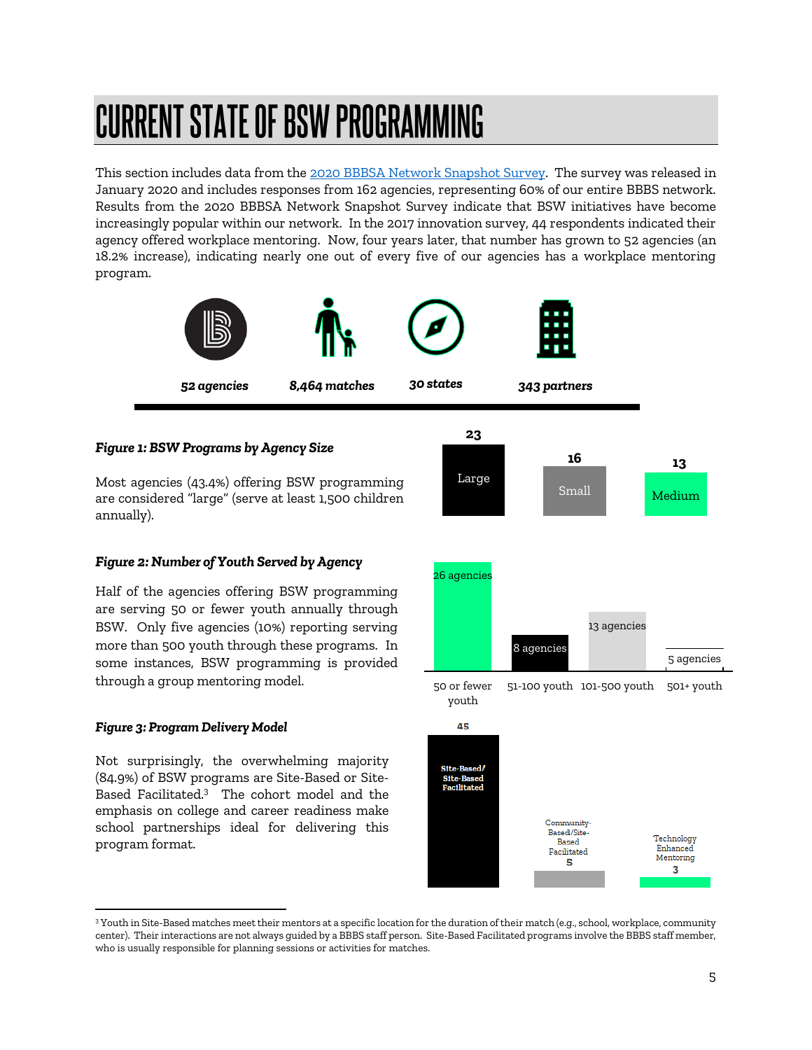# CURRENT STATE OF BSW PROGRAMMING

This section includes data from the [2020 BBBSA Network Snapshot Survey](). The survey was released in January 2020 and includes responses from 162 agencies, representing 60% of our entire BBBS network. Results from the 2020 BBBSA Network Snapshot Survey indicate that BSW initiatives have become increasingly popular within our network. In the 2017 innovation survey, 44 respondents indicated their agency offered workplace mentoring. Now, four years later, that number has grown to 52 agencies (an 18.2% increase), indicating nearly one out of every five of our agencies has a workplace mentoring program.

***52 agencies*** | ***8,464 matches*** | ***30 states*** | ***343 partners***

***Figure 1: BSW Programs by Agency Size***

Most agencies (43.4%) offering BSW programming are considered "large" (serve at least 1,500 children annually).

| Agency Size | Number |
| --- | --- |
| Large | 23 |
| Small | 16 |
| Medium | 13 |

***Figure 2: Number of Youth Served by Agency***

Half of the agencies offering BSW programming are serving 50 or fewer youth annually through BSW. Only five agencies (10%) reporting serving more than 500 youth through these programs. In some instances, BSW programming is provided through a group mentoring model.

| Youth Served | Agencies |
| --- | --- |
| 50 or fewer youth | 26 agencies |
| 51-100 youth | 8 agencies |
| 101-500 youth | 13 agencies |
| 501+ youth | 5 agencies |

***Figure 3: Program Delivery Model***

Not surprisingly, the overwhelming majority (84.9%) of BSW programs are Site-Based or Site-Based Facilitated.[3] The cohort model and the emphasis on college and career readiness make school partnerships ideal for delivering this program format.

| Program Delivery Model | Number |
| --- | --- |
| Site-Based/ Site-Based Facilitated | 45 |
| Community-Based/Site-Based Facilitated | 5 |
| Technology Enhanced Mentoring | 3 |

[3] Youth in Site-Based matches meet their mentors at a specific location for the duration of their match (e.g., school, workplace, community center). Their interactions are not always guided by a BBBS staff person. Site-Based Facilitated programs involve the BBBS staff member, who is usually responsible for planning sessions or activities for matches.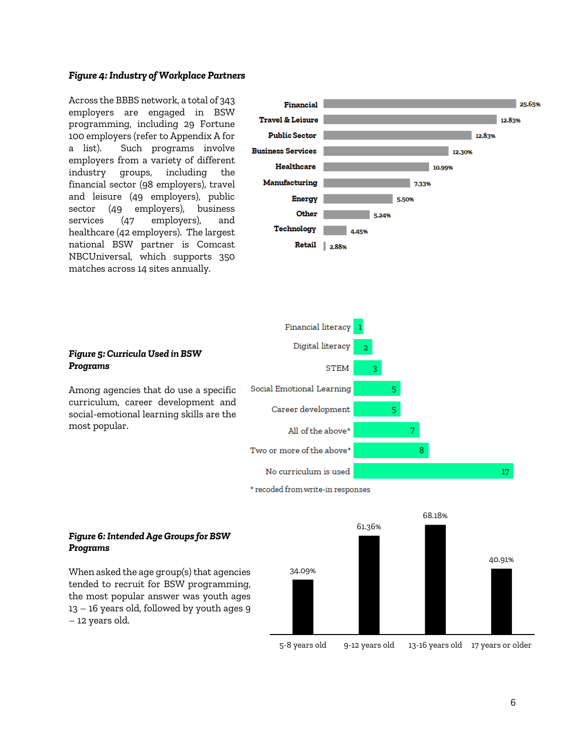***Figure 4: Industry of Workplace Partners***

Across the BBBS network, a total of 343 employers are engaged in BSW programming, including 29 Fortune 100 employers (refer to Appendix A for a list). Such programs involve employers from a variety of different industry groups, including the financial sector (98 employers), travel and leisure (49 employers), public sector (49 employers), business services (47 employers), and healthcare (42 employers). The largest national BSW partner is Comcast NBCUniversal, which supports 350 matches across 14 sites annually.

| Industry | Percent |
|---|---|
| Financial | 25.65% |
| Travel & Leisure | 12.83% |
| Public Sector | 12.83% |
| Business Services | 12.30% |
| Healthcare | 10.99% |
| Manufacturing | 7.33% |
| Energy | 5.50% |
| Other | 5.24% |
| Technology | 4.45% |
| Retail | 2.88% |

***Figure 5: Curricula Used in BSW Programs***

Among agencies that do use a specific curriculum, career development and social-emotional learning skills are the most popular.

| Curriculum | Count |
|---|---|
| Financial literacy | 1 |
| Digital literacy | 2 |
| STEM | 3 |
| Social Emotional Learning | 5 |
| Career development | 5 |
| All of the above* | 7 |
| Two or more of the above* | 8 |
| No curriculum is used | 17 |

* recoded from write-in responses

***Figure 6: Intended Age Groups for BSW Programs***

When asked the age group(s) that agencies tended to recruit for BSW programming, the most popular answer was youth ages 13 – 16 years old, followed by youth ages 9 – 12 years old.

| Age group | Percent |
|---|---|
| 5-8 years old | 34.09% |
| 9-12 years old | 61.36% |
| 13-16 years old | 68.18% |
| 17 years or older | 40.91% |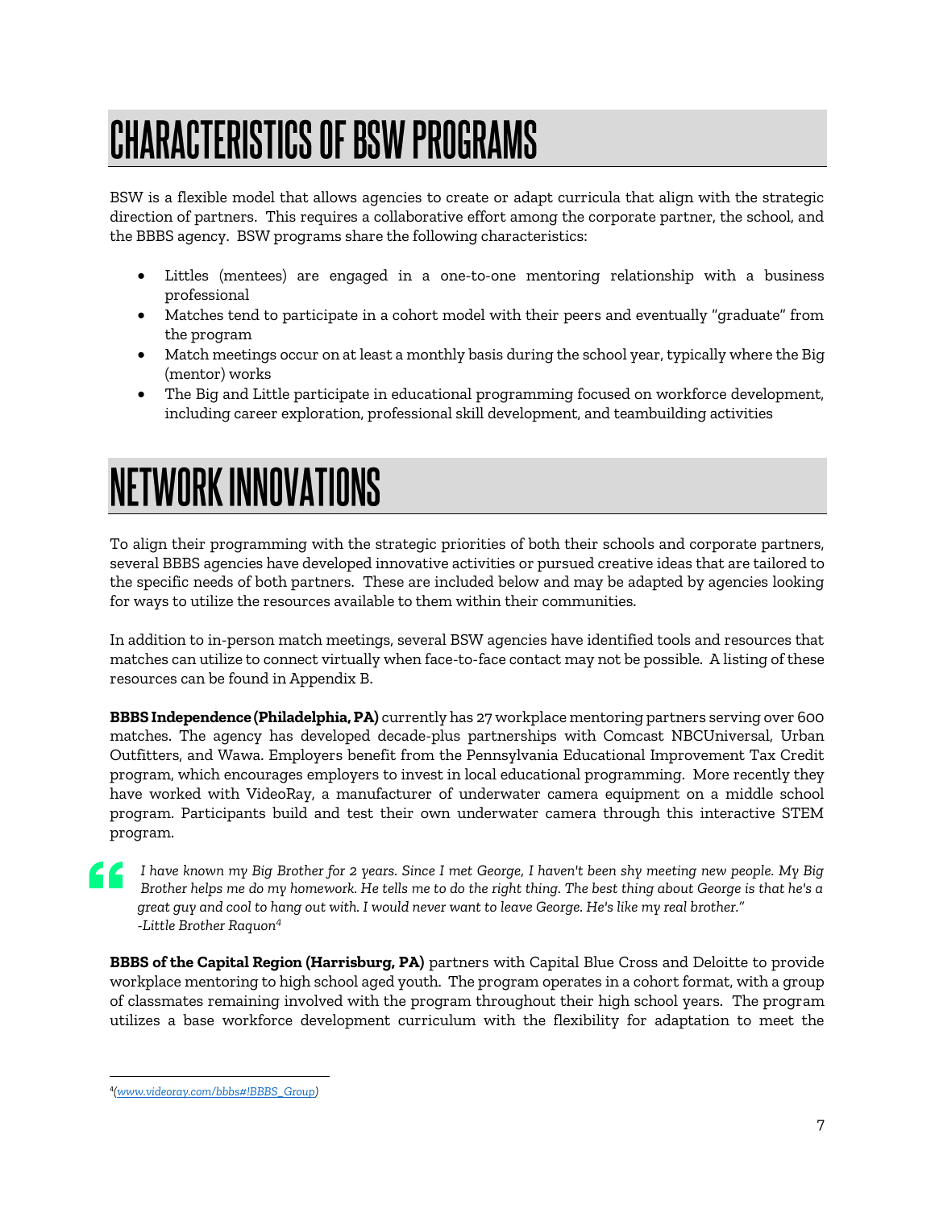# CHARACTERISTICS OF BSW PROGRAMS

BSW is a flexible model that allows agencies to create or adapt curricula that align with the strategic direction of partners. This requires a collaborative effort among the corporate partner, the school, and the BBBS agency. BSW programs share the following characteristics:

- Littles (mentees) are engaged in a one-to-one mentoring relationship with a business professional
- Matches tend to participate in a cohort model with their peers and eventually "graduate" from the program
- Match meetings occur on at least a monthly basis during the school year, typically where the Big (mentor) works
- The Big and Little participate in educational programming focused on workforce development, including career exploration, professional skill development, and teambuilding activities

# NETWORK INNOVATIONS

To align their programming with the strategic priorities of both their schools and corporate partners, several BBBS agencies have developed innovative activities or pursued creative ideas that are tailored to the specific needs of both partners. These are included below and may be adapted by agencies looking for ways to utilize the resources available to them within their communities.

In addition to in-person match meetings, several BSW agencies have identified tools and resources that matches can utilize to connect virtually when face-to-face contact may not be possible. A listing of these resources can be found in Appendix B.

**BBBS Independence (Philadelphia, PA)** currently has 27 workplace mentoring partners serving over 600 matches. The agency has developed decade-plus partnerships with Comcast NBCUniversal, Urban Outfitters, and Wawa. Employers benefit from the Pennsylvania Educational Improvement Tax Credit program, which encourages employers to invest in local educational programming. More recently they have worked with VideoRay, a manufacturer of underwater camera equipment on a middle school program. Participants build and test their own underwater camera through this interactive STEM program.

> *I have known my Big Brother for 2 years. Since I met George, I haven't been shy meeting new people. My Big Brother helps me do my homework. He tells me to do the right thing. The best thing about George is that he's a great guy and cool to hang out with. I would never want to leave George. He's like my real brother."*
> *-Little Brother Raquon*[4]

**BBBS of the Capital Region (Harrisburg, PA)** partners with Capital Blue Cross and Deloitte to provide workplace mentoring to high school aged youth. The program operates in a cohort format, with a group of classmates remaining involved with the program throughout their high school years. The program utilizes a base workforce development curriculum with the flexibility for adaptation to meet the

---

[4] (www.videoray.com/bbbs#!BBBS_Group)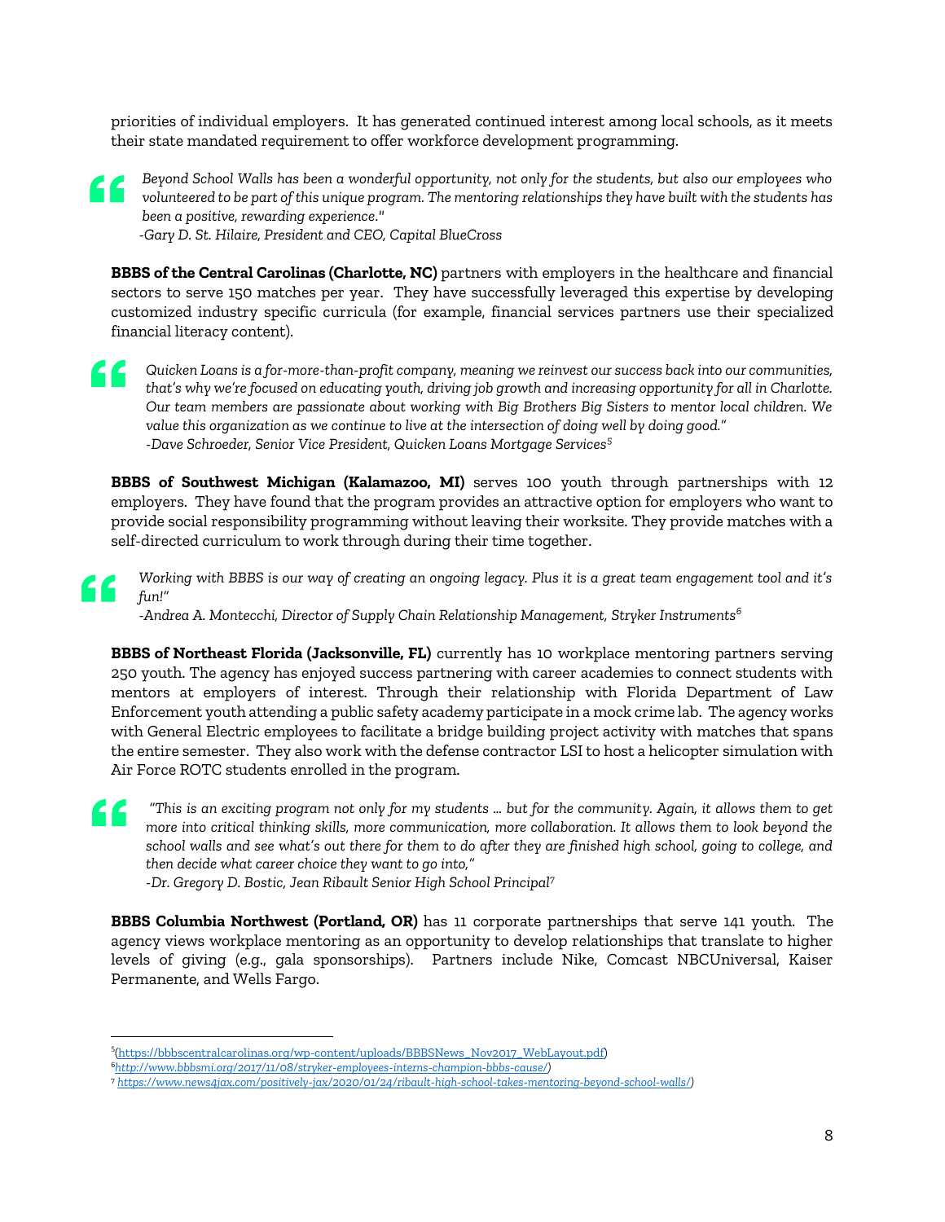priorities of individual employers. It has generated continued interest among local schools, as it meets their state mandated requirement to offer workforce development programming.

> *Beyond School Walls has been a wonderful opportunity, not only for the students, but also our employees who volunteered to be part of this unique program. The mentoring relationships they have built with the students has been a positive, rewarding experience."*
> *-Gary D. St. Hilaire, President and CEO, Capital BlueCross*

**BBBS of the Central Carolinas (Charlotte, NC)** partners with employers in the healthcare and financial sectors to serve 150 matches per year. They have successfully leveraged this expertise by developing customized industry specific curricula (for example, financial services partners use their specialized financial literacy content).

> *Quicken Loans is a for-more-than-profit company, meaning we reinvest our success back into our communities, that's why we're focused on educating youth, driving job growth and increasing opportunity for all in Charlotte. Our team members are passionate about working with Big Brothers Big Sisters to mentor local children. We value this organization as we continue to live at the intersection of doing well by doing good."*
> *-Dave Schroeder, Senior Vice President, Quicken Loans Mortgage Services*[5]

**BBBS of Southwest Michigan (Kalamazoo, MI)** serves 100 youth through partnerships with 12 employers. They have found that the program provides an attractive option for employers who want to provide social responsibility programming without leaving their worksite. They provide matches with a self-directed curriculum to work through during their time together.

> *Working with BBBS is our way of creating an ongoing legacy. Plus it is a great team engagement tool and it's fun!"*
> *-Andrea A. Montecchi, Director of Supply Chain Relationship Management, Stryker Instruments*[6]

**BBBS of Northeast Florida (Jacksonville, FL)** currently has 10 workplace mentoring partners serving 250 youth. The agency has enjoyed success partnering with career academies to connect students with mentors at employers of interest. Through their relationship with Florida Department of Law Enforcement youth attending a public safety academy participate in a mock crime lab. The agency works with General Electric employees to facilitate a bridge building project activity with matches that spans the entire semester. They also work with the defense contractor LSI to host a helicopter simulation with Air Force ROTC students enrolled in the program.

> *"This is an exciting program not only for my students ... but for the community. Again, it allows them to get more into critical thinking skills, more communication, more collaboration. It allows them to look beyond the school walls and see what's out there for them to do after they are finished high school, going to college, and then decide what career choice they want to go into,"*
> *-Dr. Gregory D. Bostic, Jean Ribault Senior High School Principal*[7]

**BBBS Columbia Northwest (Portland, OR)** has 11 corporate partnerships that serve 141 youth. The agency views workplace mentoring as an opportunity to develop relationships that translate to higher levels of giving (e.g., gala sponsorships). Partners include Nike, Comcast NBCUniversal, Kaiser Permanente, and Wells Fargo.

---

[5](https://bbbscentralcarolinas.org/wp-content/uploads/BBBSNews_Nov2017_WebLayout.pdf)

[6]http://www.bbbsmi.org/2017/11/08/stryker-employees-interns-champion-bbbs-cause/)

[7] https://www.news4jax.com/positively-jax/2020/01/24/ribault-high-school-takes-mentoring-beyond-school-walls/)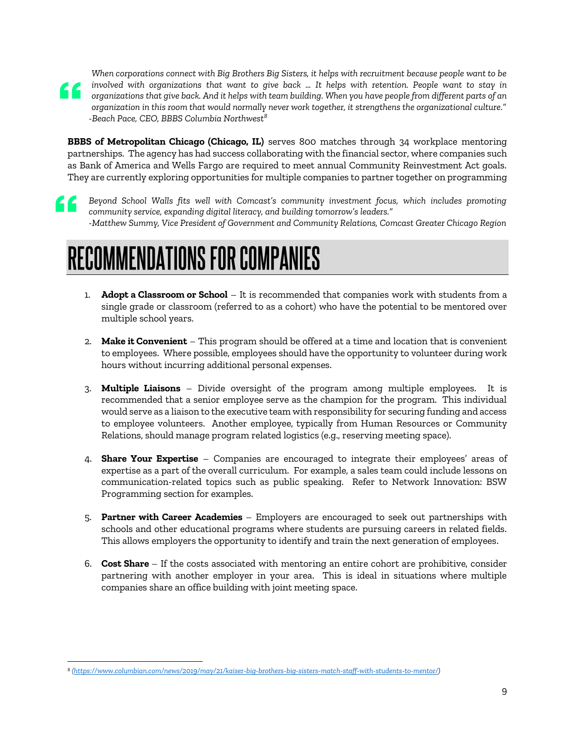> *When corporations connect with Big Brothers Big Sisters, it helps with recruitment because people want to be involved with organizations that want to give back … It helps with retention. People want to stay in organizations that give back. And it helps with team building. When you have people from different parts of an organization in this room that would normally never work together, it strengthens the organizational culture."*
> *-Beach Pace, CEO, BBBS Columbia Northwest*[8]

**BBBS of Metropolitan Chicago (Chicago, IL)** serves 800 matches through 34 workplace mentoring partnerships. The agency has had success collaborating with the financial sector, where companies such as Bank of America and Wells Fargo are required to meet annual Community Reinvestment Act goals. They are currently exploring opportunities for multiple companies to partner together on programming

> *Beyond School Walls fits well with Comcast's community investment focus, which includes promoting community service, expanding digital literacy, and building tomorrow's leaders."*
> *-Matthew Summy, Vice President of Government and Community Relations, Comcast Greater Chicago Region*

# RECOMMENDATIONS FOR COMPANIES

1. **Adopt a Classroom or School** – It is recommended that companies work with students from a single grade or classroom (referred to as a cohort) who have the potential to be mentored over multiple school years.

2. **Make it Convenient** – This program should be offered at a time and location that is convenient to employees. Where possible, employees should have the opportunity to volunteer during work hours without incurring additional personal expenses.

3. **Multiple Liaisons** – Divide oversight of the program among multiple employees. It is recommended that a senior employee serve as the champion for the program. This individual would serve as a liaison to the executive team with responsibility for securing funding and access to employee volunteers. Another employee, typically from Human Resources or Community Relations, should manage program related logistics (e.g., reserving meeting space).

4. **Share Your Expertise** – Companies are encouraged to integrate their employees' areas of expertise as a part of the overall curriculum. For example, a sales team could include lessons on communication-related topics such as public speaking. Refer to Network Innovation: BSW Programming section for examples.

5. **Partner with Career Academies** – Employers are encouraged to seek out partnerships with schools and other educational programs where students are pursuing careers in related fields. This allows employers the opportunity to identify and train the next generation of employees.

6. **Cost Share** – If the costs associated with mentoring an entire cohort are prohibitive, consider partnering with another employer in your area. This is ideal in situations where multiple companies share an office building with joint meeting space.

---

[8] *(https://www.columbian.com/news/2019/may/21/kaiser-big-brothers-big-sisters-match-staff-with-students-to-mentor/)*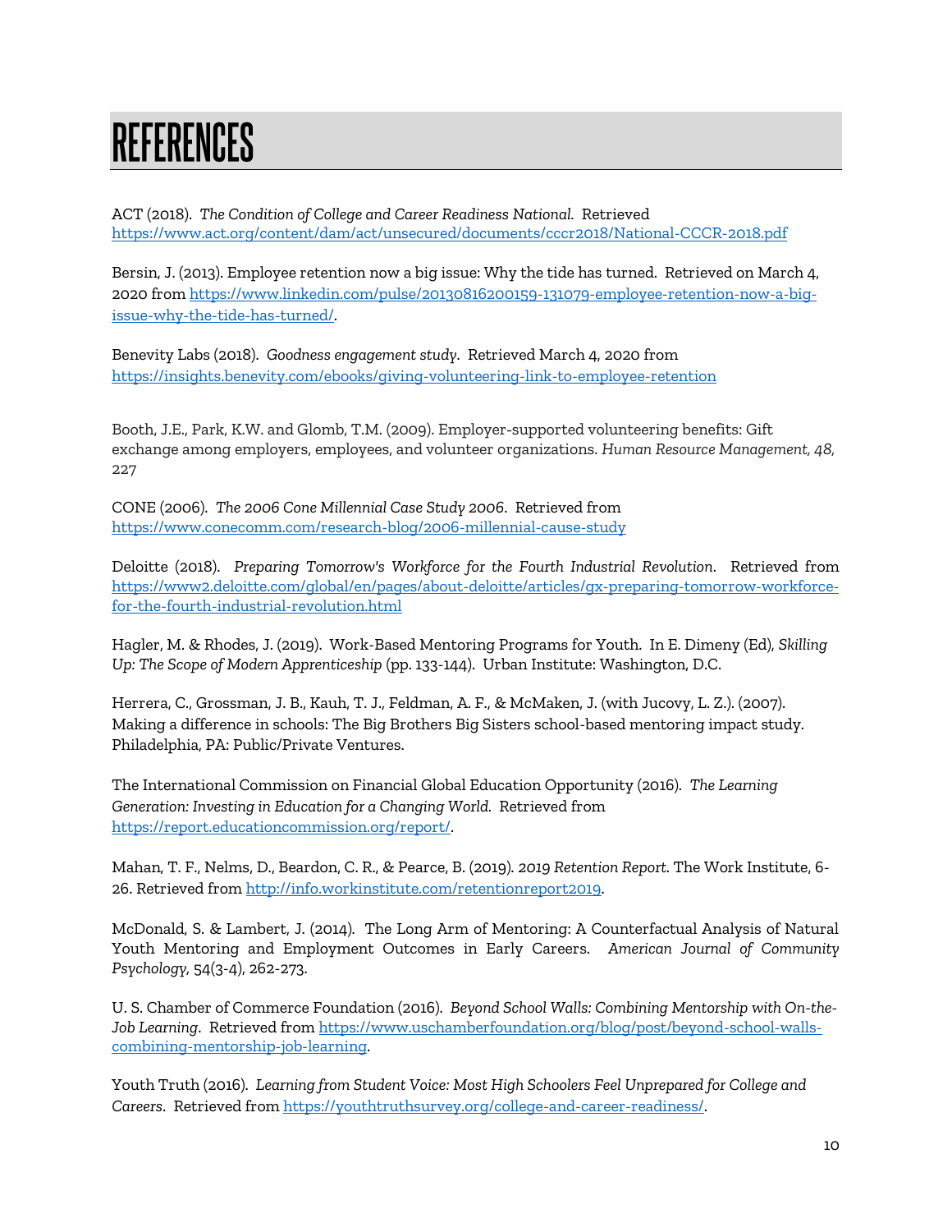# REFERENCES

ACT (2018). *The Condition of College and Career Readiness National.* Retrieved https://www.act.org/content/dam/act/unsecured/documents/cccr2018/National-CCCR-2018.pdf

Bersin, J. (2013). Employee retention now a big issue: Why the tide has turned. Retrieved on March 4, 2020 from https://www.linkedin.com/pulse/20130816200159-131079-employee-retention-now-a-big-issue-why-the-tide-has-turned/.

Benevity Labs (2018). *Goodness engagement study*. Retrieved March 4, 2020 from https://insights.benevity.com/ebooks/giving-volunteering-link-to-employee-retention

Booth, J.E., Park, K.W. and Glomb, T.M. (2009). Employer-supported volunteering benefits: Gift exchange among employers, employees, and volunteer organizations. *Human Resource Management, 48,* 227

CONE (2006). *The 2006 Cone Millennial Case Study 2006*. Retrieved from https://www.conecomm.com/research-blog/2006-millennial-cause-study

Deloitte (2018). *Preparing Tomorrow's Workforce for the Fourth Industrial Revolution*. Retrieved from https://www2.deloitte.com/global/en/pages/about-deloitte/articles/gx-preparing-tomorrow-workforce-for-the-fourth-industrial-revolution.html

Hagler, M. & Rhodes, J. (2019). Work-Based Mentoring Programs for Youth. In E. Dimeny (Ed), *Skilling Up: The Scope of Modern Apprenticeship* (pp. 133-144). Urban Institute: Washington, D.C.

Herrera, C., Grossman, J. B., Kauh, T. J., Feldman, A. F., & McMaken, J. (with Jucovy, L. Z.). (2007). Making a difference in schools: The Big Brothers Big Sisters school-based mentoring impact study. Philadelphia, PA: Public/Private Ventures.

The International Commission on Financial Global Education Opportunity (2016). *The Learning Generation: Investing in Education for a Changing World.* Retrieved from https://report.educationcommission.org/report/.

Mahan, T. F., Nelms, D., Beardon, C. R., & Pearce, B. (2019). *2019 Retention Report.* The Work Institute, 6-26. Retrieved from http://info.workinstitute.com/retentionreport2019.

McDonald, S. & Lambert, J. (2014). The Long Arm of Mentoring: A Counterfactual Analysis of Natural Youth Mentoring and Employment Outcomes in Early Careers. *American Journal of Community Psychology*, 54(3-4), 262-273.

U. S. Chamber of Commerce Foundation (2016). *Beyond School Walls: Combining Mentorship with On-the-Job Learning*. Retrieved from https://www.uschamberfoundation.org/blog/post/beyond-school-walls-combining-mentorship-job-learning.

Youth Truth (2016). *Learning from Student Voice: Most High Schoolers Feel Unprepared for College and Careers*. Retrieved from https://youthtruthsurvey.org/college-and-career-readiness/.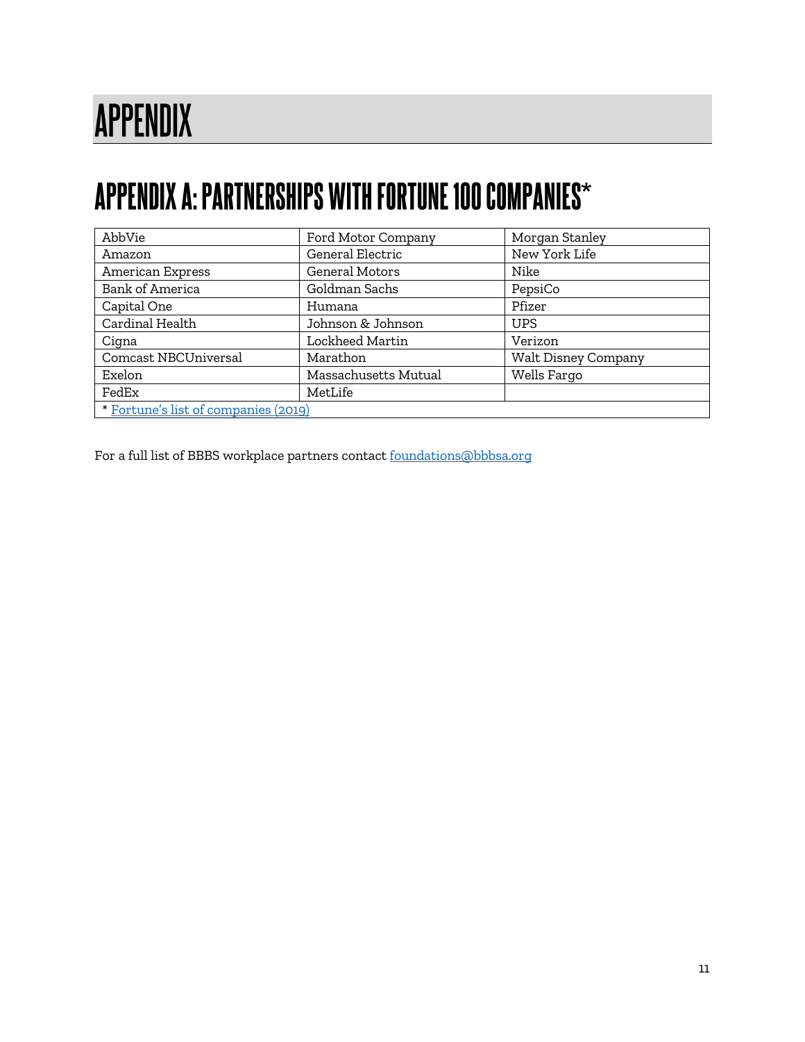# APPENDIX

## APPENDIX A: PARTNERSHIPS WITH FORTUNE 100 COMPANIES*

| | | |
|---|---|---|
| AbbVie | Ford Motor Company | Morgan Stanley |
| Amazon | General Electric | New York Life |
| American Express | General Motors | Nike |
| Bank of America | Goldman Sachs | PepsiCo |
| Capital One | Humana | Pfizer |
| Cardinal Health | Johnson & Johnson | UPS |
| Cigna | Lockheed Martin | Verizon |
| Comcast NBCUniversal | Marathon | Walt Disney Company |
| Exelon | Massachusetts Mutual | Wells Fargo |
| FedEx | MetLife | |
| * Fortune's list of companies (2019) | | |

For a full list of BBBS workplace partners contact foundations@bbbsa.org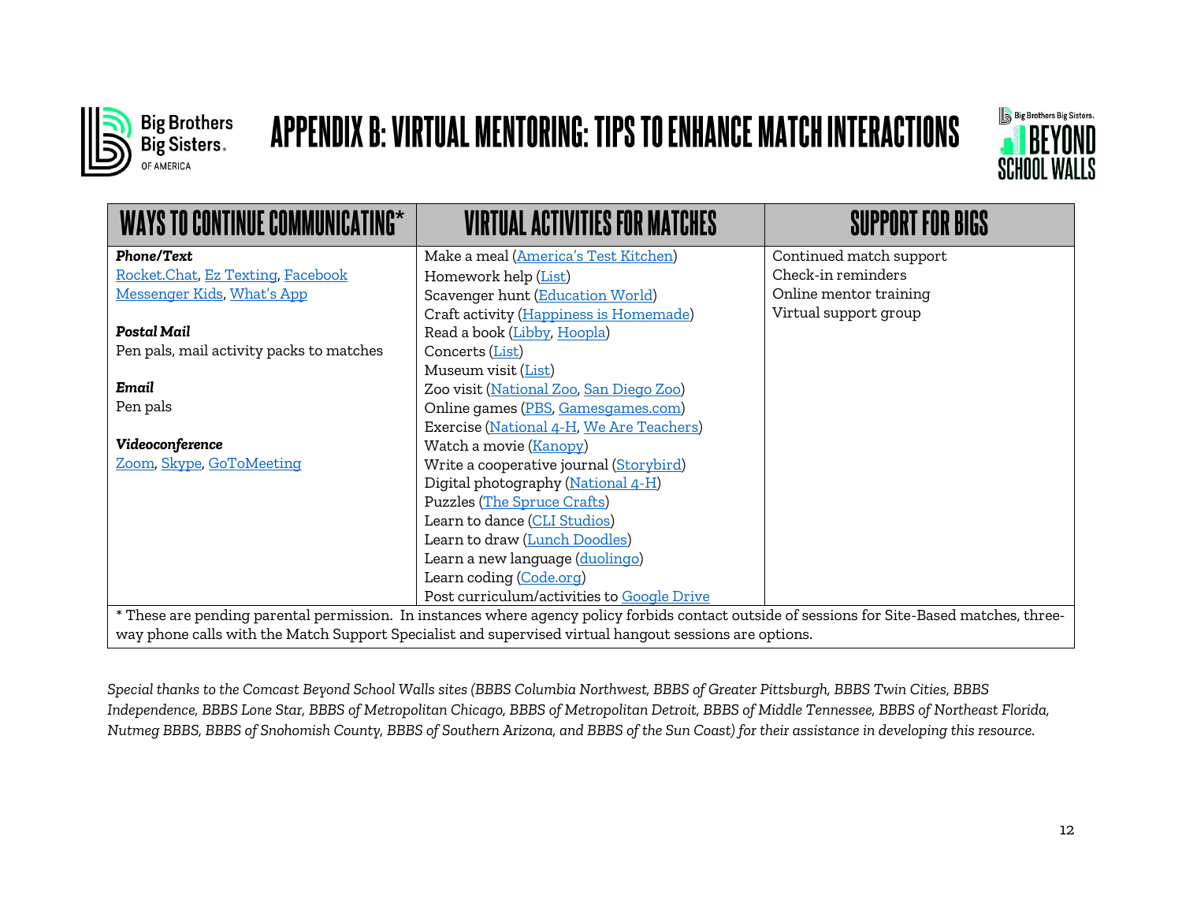# APPENDIX B: VIRTUAL MENTORING: TIPS TO ENHANCE MATCH INTERACTIONS

| WAYS TO CONTINUE COMMUNICATING* | VIRTUAL ACTIVITIES FOR MATCHES | SUPPORT FOR BIGS |
|---|---|---|
| ***Phone/Text***<br>Rocket.Chat, Ez Texting, Facebook Messenger Kids, What's App<br><br>***Postal Mail***<br>Pen pals, mail activity packs to matches<br><br>***Email***<br>Pen pals<br><br>***Videoconference***<br>Zoom, Skype, GoToMeeting | Make a meal (America's Test Kitchen)<br>Homework help (List)<br>Scavenger hunt (Education World)<br>Craft activity (Happiness is Homemade)<br>Read a book (Libby, Hoopla)<br>Concerts (List)<br>Museum visit (List)<br>Zoo visit (National Zoo, San Diego Zoo)<br>Online games (PBS, Gamesgames.com)<br>Exercise (National 4-H, We Are Teachers)<br>Watch a movie (Kanopy)<br>Write a cooperative journal (Storybird)<br>Digital photography (National 4-H)<br>Puzzles (The Spruce Crafts)<br>Learn to dance (CLI Studios)<br>Learn to draw (Lunch Doodles)<br>Learn a new language (duolingo)<br>Learn coding (Code.org)<br>Post curriculum/activities to Google Drive | Continued match support<br>Check-in reminders<br>Online mentor training<br>Virtual support group |

* These are pending parental permission. In instances where agency policy forbids contact outside of sessions for Site-Based matches, three-way phone calls with the Match Support Specialist and supervised virtual hangout sessions are options.

*Special thanks to the Comcast Beyond School Walls sites (BBBS Columbia Northwest, BBBS of Greater Pittsburgh, BBBS Twin Cities, BBBS Independence, BBBS Lone Star, BBBS of Metropolitan Chicago, BBBS of Metropolitan Detroit, BBBS of Middle Tennessee, BBBS of Northeast Florida, Nutmeg BBBS, BBBS of Snohomish County, BBBS of Southern Arizona, and BBBS of the Sun Coast) for their assistance in developing this resource.*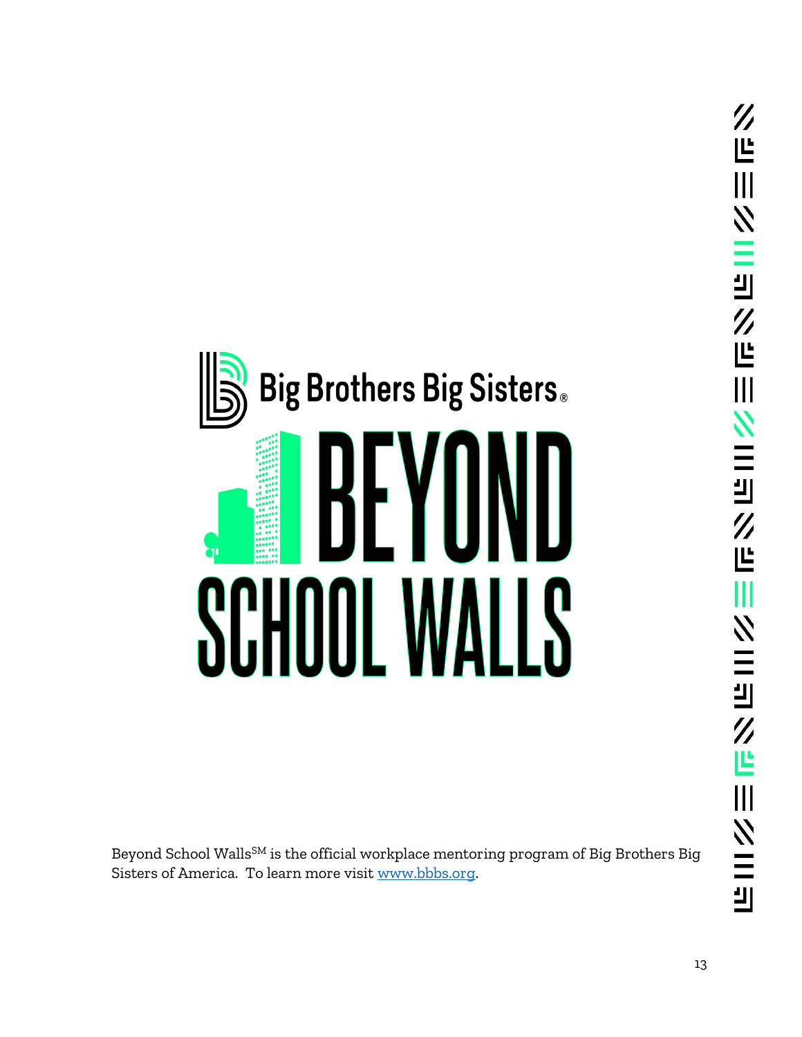Big Brothers Big Sisters®

# BEYOND SCHOOL WALLS

Beyond School Walls℠ is the official workplace mentoring program of Big Brothers Big Sisters of America. To learn more visit www.bbbs.org.